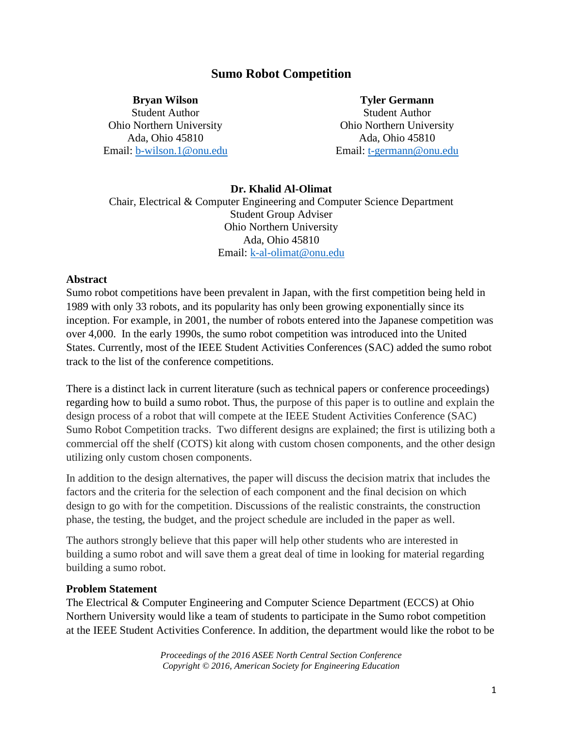# Sumo Robot Competition

**Bryan Wilson**
Student Author
Ohio Northern University
Ada, Ohio 45810
Email: b-wilson.1@onu.edu

**Tyler Germann**
Student Author
Ohio Northern University
Ada, Ohio 45810
Email: t-germann@onu.edu

**Dr. Khalid Al-Olimat**
Chair, Electrical & Computer Engineering and Computer Science Department
Student Group Adviser
Ohio Northern University
Ada, Ohio 45810
Email: k-al-olimat@onu.edu

## Abstract

Sumo robot competitions have been prevalent in Japan, with the first competition being held in 1989 with only 33 robots, and its popularity has only been growing exponentially since its inception. For example, in 2001, the number of robots entered into the Japanese competition was over 4,000. In the early 1990s, the sumo robot competition was introduced into the United States. Currently, most of the IEEE Student Activities Conferences (SAC) added the sumo robot track to the list of the conference competitions.

There is a distinct lack in current literature (such as technical papers or conference proceedings) regarding how to build a sumo robot. Thus, the purpose of this paper is to outline and explain the design process of a robot that will compete at the IEEE Student Activities Conference (SAC) Sumo Robot Competition tracks. Two different designs are explained; the first is utilizing both a commercial off the shelf (COTS) kit along with custom chosen components, and the other design utilizing only custom chosen components.

In addition to the design alternatives, the paper will discuss the decision matrix that includes the factors and the criteria for the selection of each component and the final decision on which design to go with for the competition. Discussions of the realistic constraints, the construction phase, the testing, the budget, and the project schedule are included in the paper as well.

The authors strongly believe that this paper will help other students who are interested in building a sumo robot and will save them a great deal of time in looking for material regarding building a sumo robot.

## Problem Statement

The Electrical & Computer Engineering and Computer Science Department (ECCS) at Ohio Northern University would like a team of students to participate in the Sumo robot competition at the IEEE Student Activities Conference. In addition, the department would like the robot to be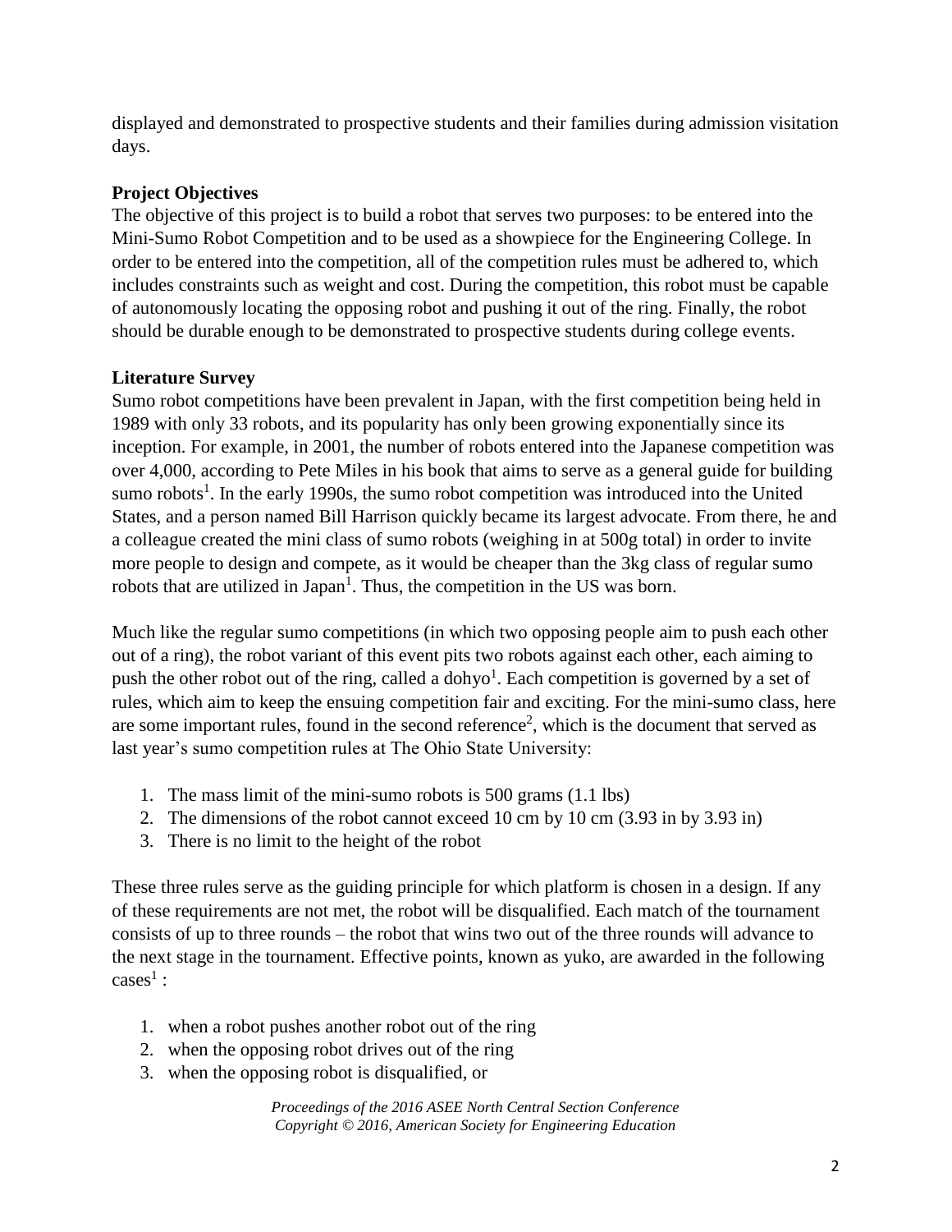displayed and demonstrated to prospective students and their families during admission visitation days.

**Project Objectives**

The objective of this project is to build a robot that serves two purposes: to be entered into the Mini-Sumo Robot Competition and to be used as a showpiece for the Engineering College. In order to be entered into the competition, all of the competition rules must be adhered to, which includes constraints such as weight and cost. During the competition, this robot must be capable of autonomously locating the opposing robot and pushing it out of the ring. Finally, the robot should be durable enough to be demonstrated to prospective students during college events.

**Literature Survey**

Sumo robot competitions have been prevalent in Japan, with the first competition being held in 1989 with only 33 robots, and its popularity has only been growing exponentially since its inception. For example, in 2001, the number of robots entered into the Japanese competition was over 4,000, according to Pete Miles in his book that aims to serve as a general guide for building sumo robots[1]. In the early 1990s, the sumo robot competition was introduced into the United States, and a person named Bill Harrison quickly became its largest advocate. From there, he and a colleague created the mini class of sumo robots (weighing in at 500g total) in order to invite more people to design and compete, as it would be cheaper than the 3kg class of regular sumo robots that are utilized in Japan[1]. Thus, the competition in the US was born.

Much like the regular sumo competitions (in which two opposing people aim to push each other out of a ring), the robot variant of this event pits two robots against each other, each aiming to push the other robot out of the ring, called a dohyo[1]. Each competition is governed by a set of rules, which aim to keep the ensuing competition fair and exciting. For the mini-sumo class, here are some important rules, found in the second reference[2], which is the document that served as last year's sumo competition rules at The Ohio State University:

1. The mass limit of the mini-sumo robots is 500 grams (1.1 lbs)
2. The dimensions of the robot cannot exceed 10 cm by 10 cm (3.93 in by 3.93 in)
3. There is no limit to the height of the robot

These three rules serve as the guiding principle for which platform is chosen in a design. If any of these requirements are not met, the robot will be disqualified. Each match of the tournament consists of up to three rounds – the robot that wins two out of the three rounds will advance to the next stage in the tournament. Effective points, known as yuko, are awarded in the following cases[1] :

1. when a robot pushes another robot out of the ring
2. when the opposing robot drives out of the ring
3. when the opposing robot is disqualified, or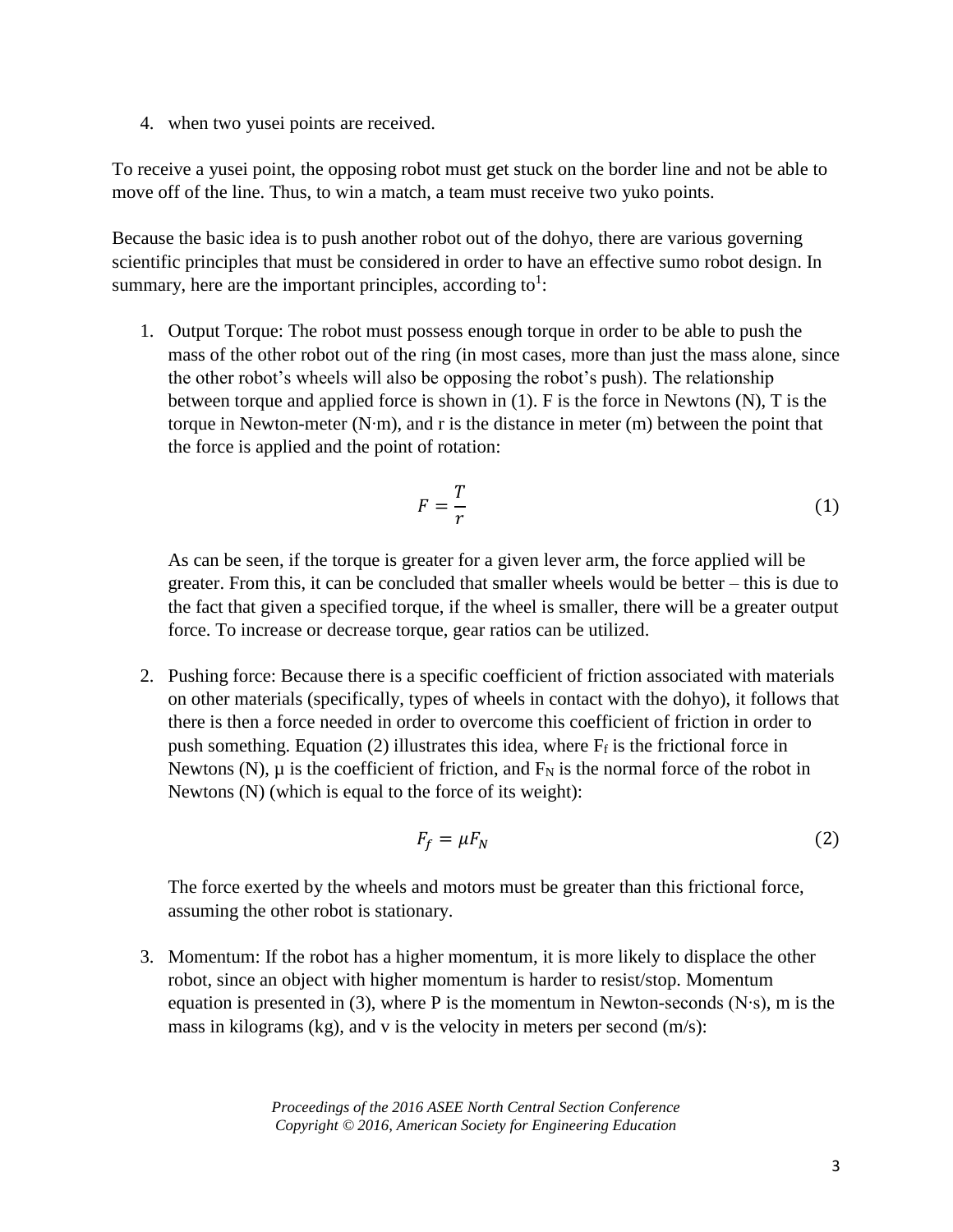4. when two yusei points are received.

To receive a yusei point, the opposing robot must get stuck on the border line and not be able to move off of the line. Thus, to win a match, a team must receive two yuko points.

Because the basic idea is to push another robot out of the dohyo, there are various governing scientific principles that must be considered in order to have an effective sumo robot design. In summary, here are the important principles, according to[1]:

1. Output Torque: The robot must possess enough torque in order to be able to push the mass of the other robot out of the ring (in most cases, more than just the mass alone, since the other robot's wheels will also be opposing the robot's push). The relationship between torque and applied force is shown in (1). F is the force in Newtons (N), T is the torque in Newton-meter (N·m), and r is the distance in meter (m) between the point that the force is applied and the point of rotation:

$$F = \frac{T}{r} \tag{1}$$

   As can be seen, if the torque is greater for a given lever arm, the force applied will be greater. From this, it can be concluded that smaller wheels would be better – this is due to the fact that given a specified torque, if the wheel is smaller, there will be a greater output force. To increase or decrease torque, gear ratios can be utilized.

2. Pushing force: Because there is a specific coefficient of friction associated with materials on other materials (specifically, types of wheels in contact with the dohyo), it follows that there is then a force needed in order to overcome this coefficient of friction in order to push something. Equation (2) illustrates this idea, where $F_f$ is the frictional force in Newtons (N), $\mu$ is the coefficient of friction, and $F_N$ is the normal force of the robot in Newtons (N) (which is equal to the force of its weight):

$$F_f = \mu F_N \tag{2}$$

   The force exerted by the wheels and motors must be greater than this frictional force, assuming the other robot is stationary.

3. Momentum: If the robot has a higher momentum, it is more likely to displace the other robot, since an object with higher momentum is harder to resist/stop. Momentum equation is presented in (3), where P is the momentum in Newton-seconds (N·s), m is the mass in kilograms (kg), and v is the velocity in meters per second (m/s):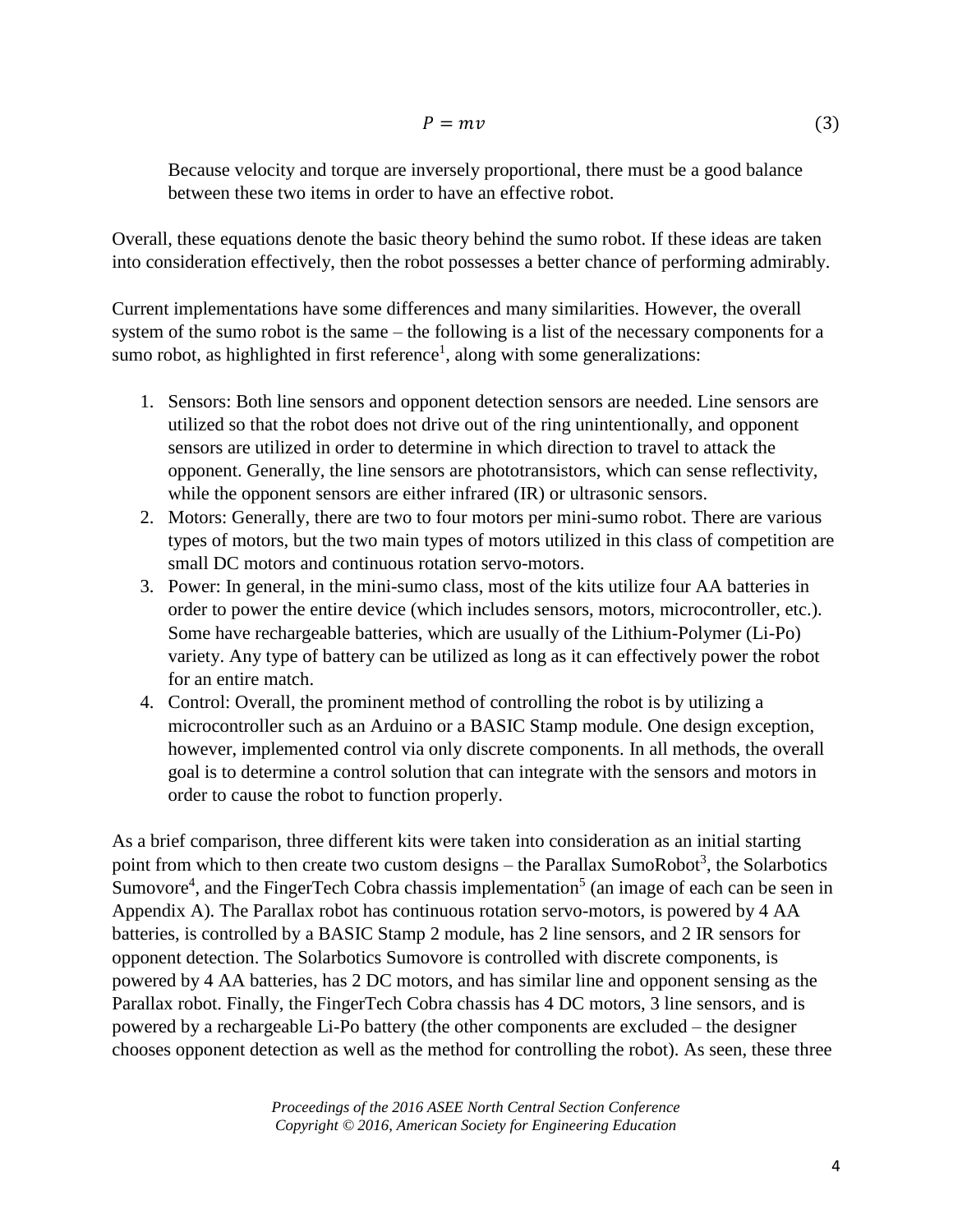$$P = mv \tag{3}$$

Because velocity and torque are inversely proportional, there must be a good balance between these two items in order to have an effective robot.

Overall, these equations denote the basic theory behind the sumo robot. If these ideas are taken into consideration effectively, then the robot possesses a better chance of performing admirably.

Current implementations have some differences and many similarities. However, the overall system of the sumo robot is the same – the following is a list of the necessary components for a sumo robot, as highlighted in first reference[1], along with some generalizations:

1. Sensors: Both line sensors and opponent detection sensors are needed. Line sensors are utilized so that the robot does not drive out of the ring unintentionally, and opponent sensors are utilized in order to determine in which direction to travel to attack the opponent. Generally, the line sensors are phototransistors, which can sense reflectivity, while the opponent sensors are either infrared (IR) or ultrasonic sensors.
2. Motors: Generally, there are two to four motors per mini-sumo robot. There are various types of motors, but the two main types of motors utilized in this class of competition are small DC motors and continuous rotation servo-motors.
3. Power: In general, in the mini-sumo class, most of the kits utilize four AA batteries in order to power the entire device (which includes sensors, motors, microcontroller, etc.). Some have rechargeable batteries, which are usually of the Lithium-Polymer (Li-Po) variety. Any type of battery can be utilized as long as it can effectively power the robot for an entire match.
4. Control: Overall, the prominent method of controlling the robot is by utilizing a microcontroller such as an Arduino or a BASIC Stamp module. One design exception, however, implemented control via only discrete components. In all methods, the overall goal is to determine a control solution that can integrate with the sensors and motors in order to cause the robot to function properly.

As a brief comparison, three different kits were taken into consideration as an initial starting point from which to then create two custom designs – the Parallax SumoRobot[3], the Solarbotics Sumovore[4], and the FingerTech Cobra chassis implementation[5] (an image of each can be seen in Appendix A). The Parallax robot has continuous rotation servo-motors, is powered by 4 AA batteries, is controlled by a BASIC Stamp 2 module, has 2 line sensors, and 2 IR sensors for opponent detection. The Solarbotics Sumovore is controlled with discrete components, is powered by 4 AA batteries, has 2 DC motors, and has similar line and opponent sensing as the Parallax robot. Finally, the FingerTech Cobra chassis has 4 DC motors, 3 line sensors, and is powered by a rechargeable Li-Po battery (the other components are excluded – the designer chooses opponent detection as well as the method for controlling the robot). As seen, these three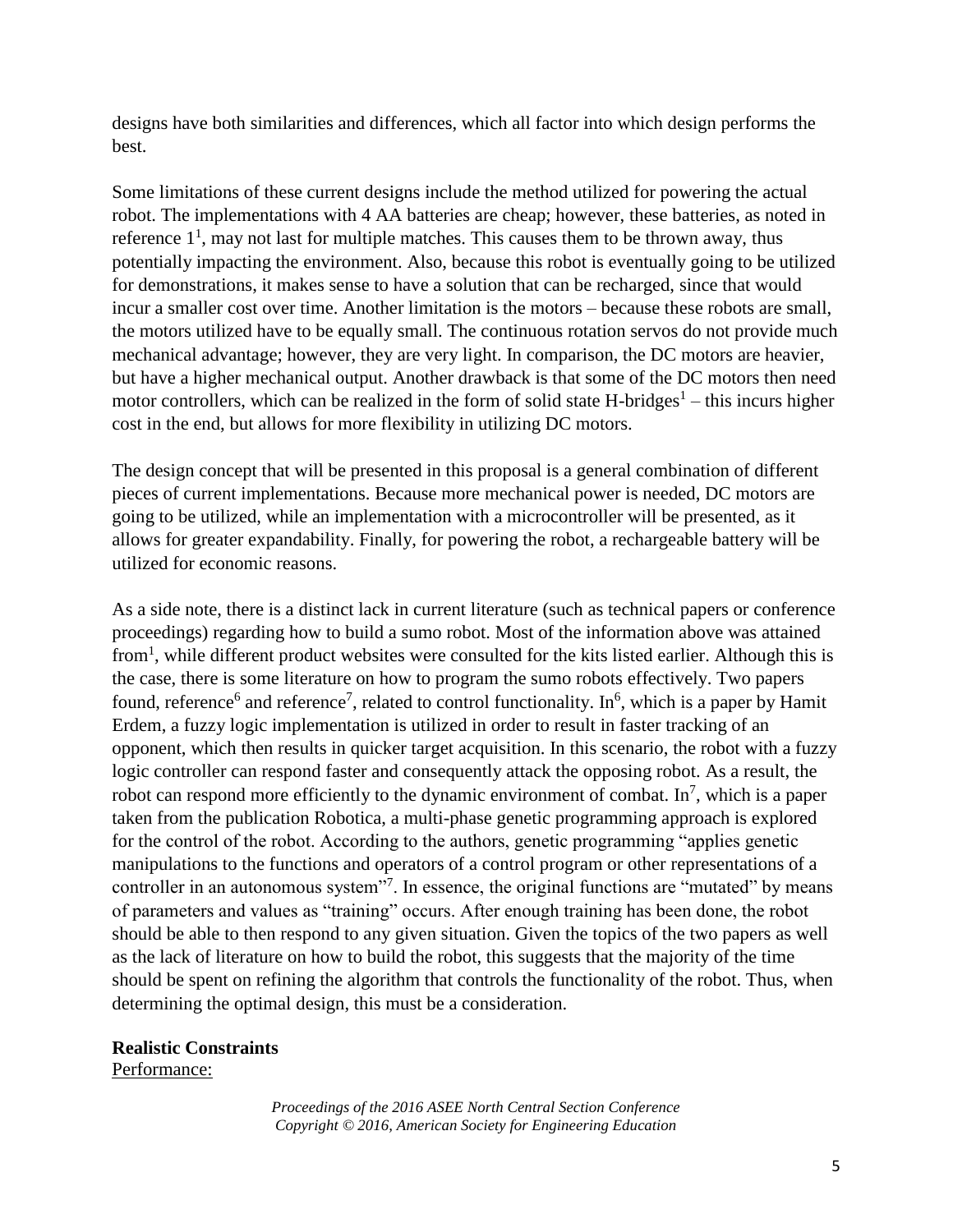designs have both similarities and differences, which all factor into which design performs the best.

Some limitations of these current designs include the method utilized for powering the actual robot. The implementations with 4 AA batteries are cheap; however, these batteries, as noted in reference 1[1], may not last for multiple matches. This causes them to be thrown away, thus potentially impacting the environment. Also, because this robot is eventually going to be utilized for demonstrations, it makes sense to have a solution that can be recharged, since that would incur a smaller cost over time. Another limitation is the motors – because these robots are small, the motors utilized have to be equally small. The continuous rotation servos do not provide much mechanical advantage; however, they are very light. In comparison, the DC motors are heavier, but have a higher mechanical output. Another drawback is that some of the DC motors then need motor controllers, which can be realized in the form of solid state H-bridges[1] – this incurs higher cost in the end, but allows for more flexibility in utilizing DC motors.

The design concept that will be presented in this proposal is a general combination of different pieces of current implementations. Because more mechanical power is needed, DC motors are going to be utilized, while an implementation with a microcontroller will be presented, as it allows for greater expandability. Finally, for powering the robot, a rechargeable battery will be utilized for economic reasons.

As a side note, there is a distinct lack in current literature (such as technical papers or conference proceedings) regarding how to build a sumo robot. Most of the information above was attained from[1], while different product websites were consulted for the kits listed earlier. Although this is the case, there is some literature on how to program the sumo robots effectively. Two papers found, reference[6] and reference[7], related to control functionality. In[6], which is a paper by Hamit Erdem, a fuzzy logic implementation is utilized in order to result in faster tracking of an opponent, which then results in quicker target acquisition. In this scenario, the robot with a fuzzy logic controller can respond faster and consequently attack the opposing robot. As a result, the robot can respond more efficiently to the dynamic environment of combat. In[7], which is a paper taken from the publication Robotica, a multi-phase genetic programming approach is explored for the control of the robot. According to the authors, genetic programming "applies genetic manipulations to the functions and operators of a control program or other representations of a controller in an autonomous system"[7]. In essence, the original functions are "mutated" by means of parameters and values as "training" occurs. After enough training has been done, the robot should be able to then respond to any given situation. Given the topics of the two papers as well as the lack of literature on how to build the robot, this suggests that the majority of the time should be spent on refining the algorithm that controls the functionality of the robot. Thus, when determining the optimal design, this must be a consideration.

**Realistic Constraints**

Performance: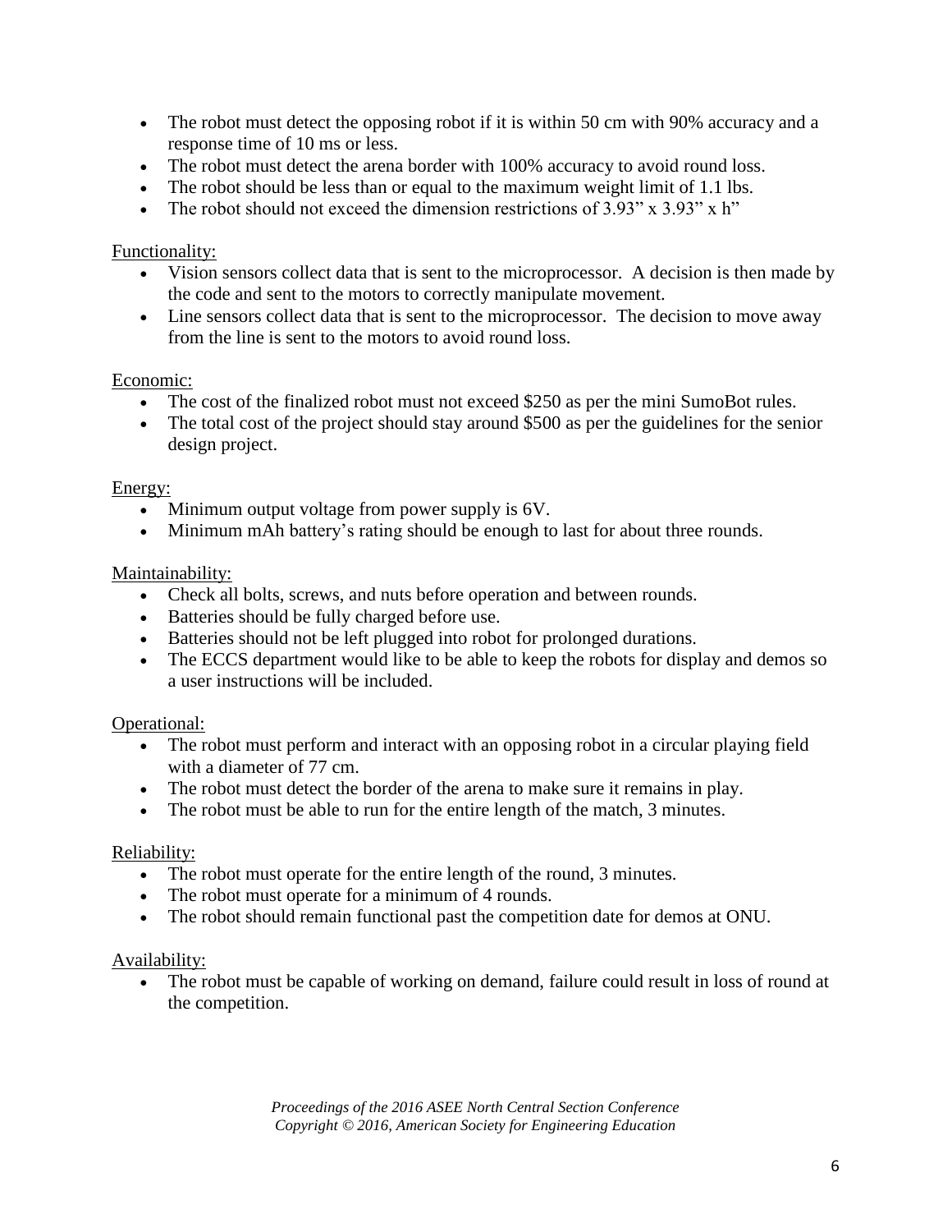- The robot must detect the opposing robot if it is within 50 cm with 90% accuracy and a response time of 10 ms or less.
- The robot must detect the arena border with 100% accuracy to avoid round loss.
- The robot should be less than or equal to the maximum weight limit of 1.1 lbs.
- The robot should not exceed the dimension restrictions of 3.93" x 3.93" x h"

Functionality:

- Vision sensors collect data that is sent to the microprocessor. A decision is then made by the code and sent to the motors to correctly manipulate movement.
- Line sensors collect data that is sent to the microprocessor. The decision to move away from the line is sent to the motors to avoid round loss.

Economic:

- The cost of the finalized robot must not exceed $250 as per the mini SumoBot rules.
- The total cost of the project should stay around $500 as per the guidelines for the senior design project.

Energy:

- Minimum output voltage from power supply is 6V.
- Minimum mAh battery's rating should be enough to last for about three rounds.

Maintainability:

- Check all bolts, screws, and nuts before operation and between rounds.
- Batteries should be fully charged before use.
- Batteries should not be left plugged into robot for prolonged durations.
- The ECCS department would like to be able to keep the robots for display and demos so a user instructions will be included.

Operational:

- The robot must perform and interact with an opposing robot in a circular playing field with a diameter of 77 cm.
- The robot must detect the border of the arena to make sure it remains in play.
- The robot must be able to run for the entire length of the match, 3 minutes.

Reliability:

- The robot must operate for the entire length of the round, 3 minutes.
- The robot must operate for a minimum of 4 rounds.
- The robot should remain functional past the competition date for demos at ONU.

Availability:

- The robot must be capable of working on demand, failure could result in loss of round at the competition.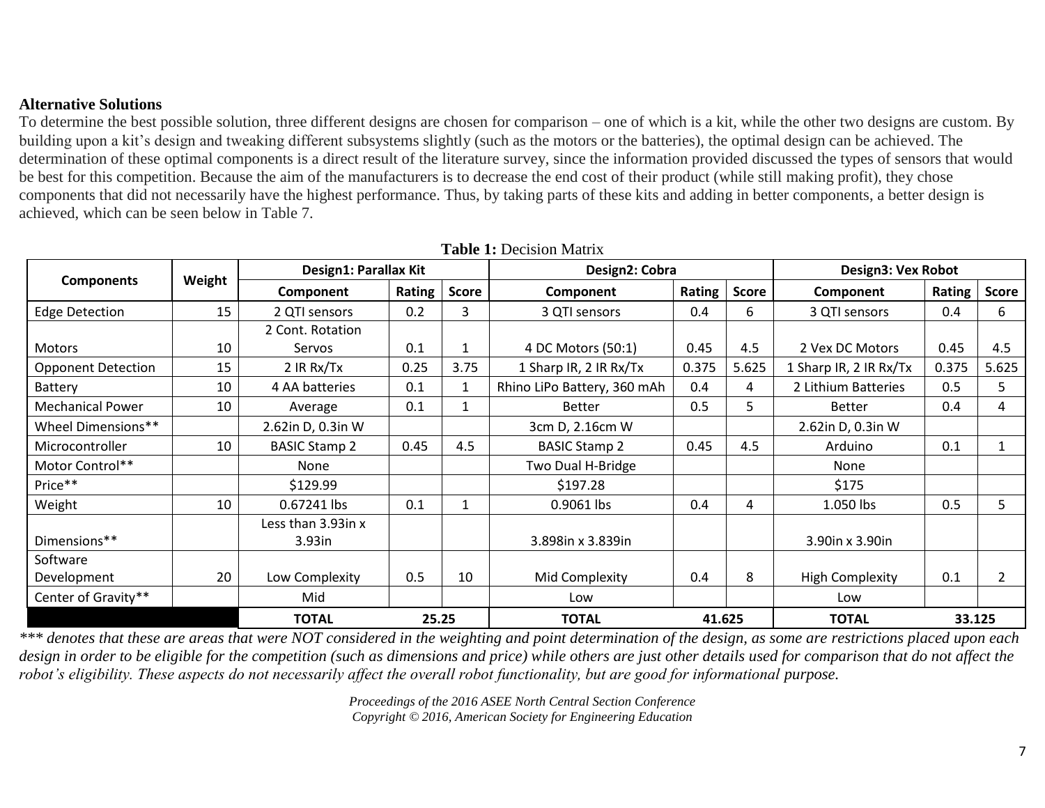**Alternative Solutions**

To determine the best possible solution, three different designs are chosen for comparison – one of which is a kit, while the other two designs are custom. By building upon a kit's design and tweaking different subsystems slightly (such as the motors or the batteries), the optimal design can be achieved. The determination of these optimal components is a direct result of the literature survey, since the information provided discussed the types of sensors that would be best for this competition. Because the aim of the manufacturers is to decrease the end cost of their product (while still making profit), they chose components that did not necessarily have the highest performance. Thus, by taking parts of these kits and adding in better components, a better design is achieved, which can be seen below in Table 7.

**Table 1:** Decision Matrix

| Components | Weight | Design1: Parallax Kit | | | Design2: Cobra | | | Design3: Vex Robot | | |
|---|---|---|---|---|---|---|---|---|---|---|
| | | Component | Rating | Score | Component | Rating | Score | Component | Rating | Score |
| Edge Detection | 15 | 2 QTI sensors | 0.2 | 3 | 3 QTI sensors | 0.4 | 6 | 3 QTI sensors | 0.4 | 6 |
| Motors | 10 | 2 Cont. Rotation Servos | 0.1 | 1 | 4 DC Motors (50:1) | 0.45 | 4.5 | 2 Vex DC Motors | 0.45 | 4.5 |
| Opponent Detection | 15 | 2 IR Rx/Tx | 0.25 | 3.75 | 1 Sharp IR, 2 IR Rx/Tx | 0.375 | 5.625 | 1 Sharp IR, 2 IR Rx/Tx | 0.375 | 5.625 |
| Battery | 10 | 4 AA batteries | 0.1 | 1 | Rhino LiPo Battery, 360 mAh | 0.4 | 4 | 2 Lithium Batteries | 0.5 | 5 |
| Mechanical Power | 10 | Average | 0.1 | 1 | Better | 0.5 | 5 | Better | 0.4 | 4 |
| Wheel Dimensions** | | 2.62in D, 0.3in W | | | 3cm D, 2.16cm W | | | 2.62in D, 0.3in W | | |
| Microcontroller | 10 | BASIC Stamp 2 | 0.45 | 4.5 | BASIC Stamp 2 | 0.45 | 4.5 | Arduino | 0.1 | 1 |
| Motor Control** | | None | | | Two Dual H-Bridge | | | None | | |
| Price** | | $129.99 | | | $197.28 | | | $175 | | |
| Weight | 10 | 0.67241 lbs | 0.1 | 1 | 0.9061 lbs | 0.4 | 4 | 1.050 lbs | 0.5 | 5 |
| Dimensions** | | Less than 3.93in x 3.93in | | | 3.898in x 3.839in | | | 3.90in x 3.90in | | |
| Software Development | 20 | Low Complexity | 0.5 | 10 | Mid Complexity | 0.4 | 8 | High Complexity | 0.1 | 2 |
| Center of Gravity** | | Mid | | | Low | | | Low | | |
| | | **TOTAL** | **25.25** | | **TOTAL** | **41.625** | | **TOTAL** | **33.125** | |

*\*\*\* denotes that these are areas that were NOT considered in the weighting and point determination of the design, as some are restrictions placed upon each design in order to be eligible for the competition (such as dimensions and price) while others are just other details used for comparison that do not affect the robot's eligibility. These aspects do not necessarily affect the overall robot functionality, but are good for informational purpose.*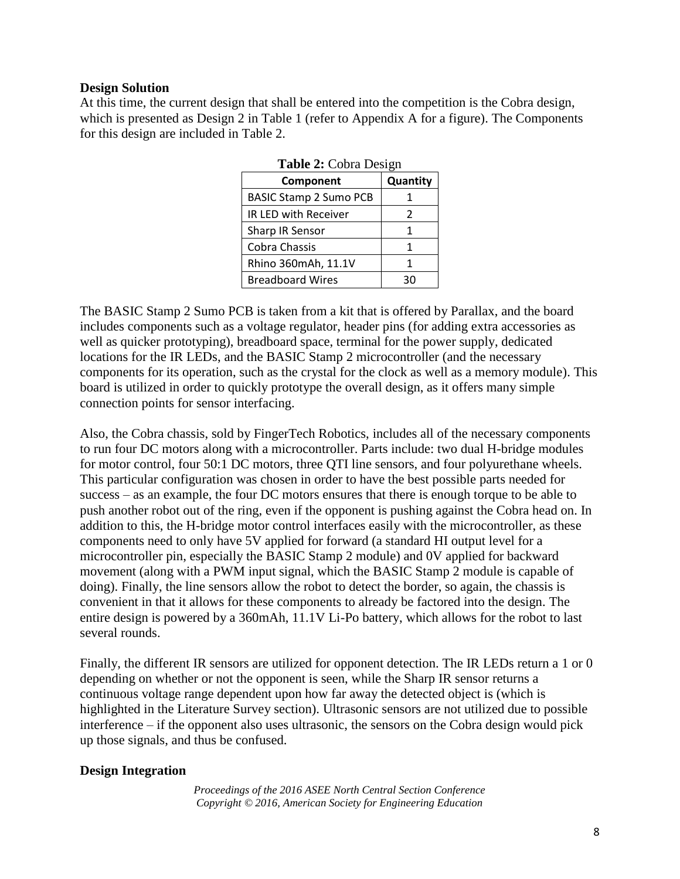**Design Solution**

At this time, the current design that shall be entered into the competition is the Cobra design, which is presented as Design 2 in Table 1 (refer to Appendix A for a figure). The Components for this design are included in Table 2.

**Table 2:** Cobra Design

| Component | Quantity |
|---|---|
| BASIC Stamp 2 Sumo PCB | 1 |
| IR LED with Receiver | 2 |
| Sharp IR Sensor | 1 |
| Cobra Chassis | 1 |
| Rhino 360mAh, 11.1V | 1 |
| Breadboard Wires | 30 |

The BASIC Stamp 2 Sumo PCB is taken from a kit that is offered by Parallax, and the board includes components such as a voltage regulator, header pins (for adding extra accessories as well as quicker prototyping), breadboard space, terminal for the power supply, dedicated locations for the IR LEDs, and the BASIC Stamp 2 microcontroller (and the necessary components for its operation, such as the crystal for the clock as well as a memory module). This board is utilized in order to quickly prototype the overall design, as it offers many simple connection points for sensor interfacing.

Also, the Cobra chassis, sold by FingerTech Robotics, includes all of the necessary components to run four DC motors along with a microcontroller. Parts include: two dual H-bridge modules for motor control, four 50:1 DC motors, three QTI line sensors, and four polyurethane wheels. This particular configuration was chosen in order to have the best possible parts needed for success – as an example, the four DC motors ensures that there is enough torque to be able to push another robot out of the ring, even if the opponent is pushing against the Cobra head on. In addition to this, the H-bridge motor control interfaces easily with the microcontroller, as these components need to only have 5V applied for forward (a standard HI output level for a microcontroller pin, especially the BASIC Stamp 2 module) and 0V applied for backward movement (along with a PWM input signal, which the BASIC Stamp 2 module is capable of doing). Finally, the line sensors allow the robot to detect the border, so again, the chassis is convenient in that it allows for these components to already be factored into the design. The entire design is powered by a 360mAh, 11.1V Li-Po battery, which allows for the robot to last several rounds.

Finally, the different IR sensors are utilized for opponent detection. The IR LEDs return a 1 or 0 depending on whether or not the opponent is seen, while the Sharp IR sensor returns a continuous voltage range dependent upon how far away the detected object is (which is highlighted in the Literature Survey section). Ultrasonic sensors are not utilized due to possible interference – if the opponent also uses ultrasonic, the sensors on the Cobra design would pick up those signals, and thus be confused.

**Design Integration**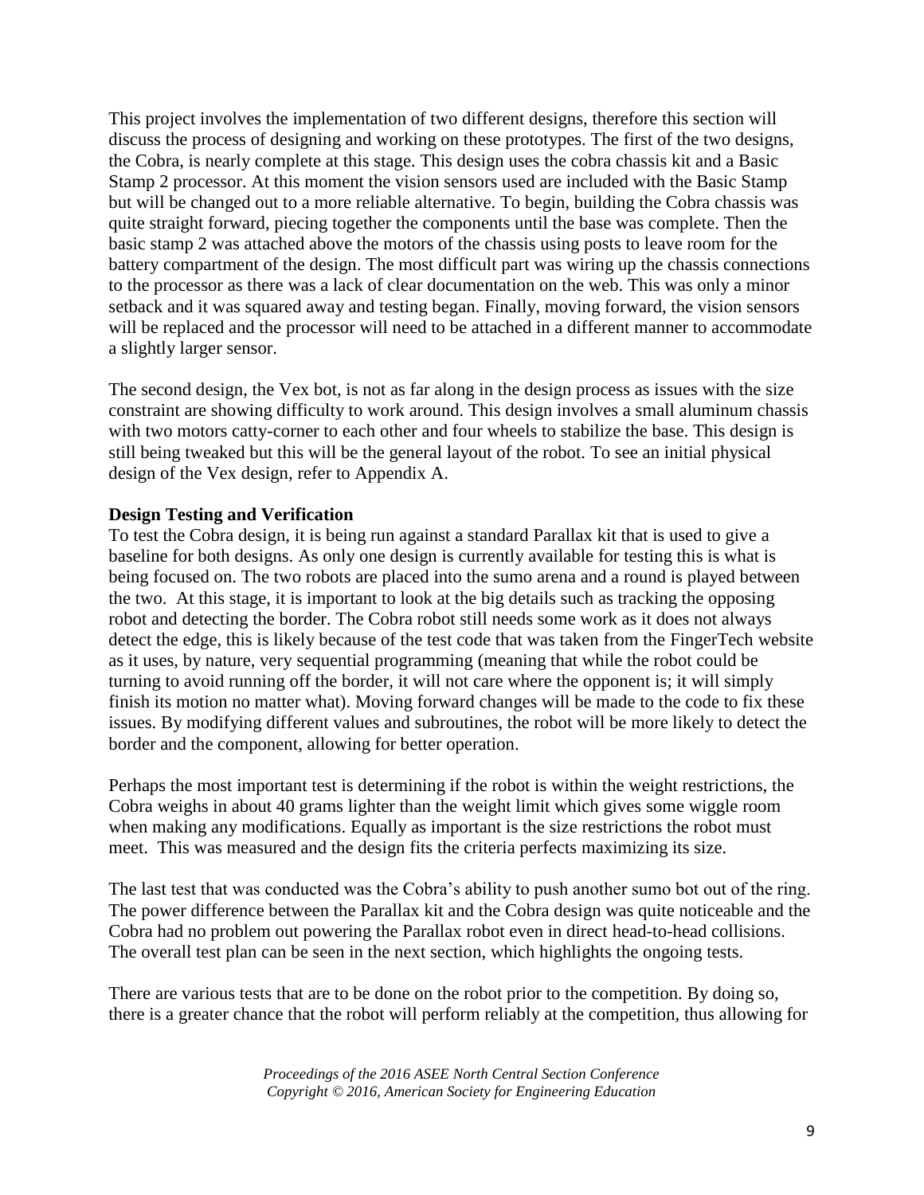This project involves the implementation of two different designs, therefore this section will discuss the process of designing and working on these prototypes. The first of the two designs, the Cobra, is nearly complete at this stage. This design uses the cobra chassis kit and a Basic Stamp 2 processor. At this moment the vision sensors used are included with the Basic Stamp but will be changed out to a more reliable alternative. To begin, building the Cobra chassis was quite straight forward, piecing together the components until the base was complete. Then the basic stamp 2 was attached above the motors of the chassis using posts to leave room for the battery compartment of the design. The most difficult part was wiring up the chassis connections to the processor as there was a lack of clear documentation on the web. This was only a minor setback and it was squared away and testing began. Finally, moving forward, the vision sensors will be replaced and the processor will need to be attached in a different manner to accommodate a slightly larger sensor.

The second design, the Vex bot, is not as far along in the design process as issues with the size constraint are showing difficulty to work around. This design involves a small aluminum chassis with two motors catty-corner to each other and four wheels to stabilize the base. This design is still being tweaked but this will be the general layout of the robot. To see an initial physical design of the Vex design, refer to Appendix A.

**Design Testing and Verification**

To test the Cobra design, it is being run against a standard Parallax kit that is used to give a baseline for both designs. As only one design is currently available for testing this is what is being focused on. The two robots are placed into the sumo arena and a round is played between the two. At this stage, it is important to look at the big details such as tracking the opposing robot and detecting the border. The Cobra robot still needs some work as it does not always detect the edge, this is likely because of the test code that was taken from the FingerTech website as it uses, by nature, very sequential programming (meaning that while the robot could be turning to avoid running off the border, it will not care where the opponent is; it will simply finish its motion no matter what). Moving forward changes will be made to the code to fix these issues. By modifying different values and subroutines, the robot will be more likely to detect the border and the component, allowing for better operation.

Perhaps the most important test is determining if the robot is within the weight restrictions, the Cobra weighs in about 40 grams lighter than the weight limit which gives some wiggle room when making any modifications. Equally as important is the size restrictions the robot must meet. This was measured and the design fits the criteria perfects maximizing its size.

The last test that was conducted was the Cobra's ability to push another sumo bot out of the ring. The power difference between the Parallax kit and the Cobra design was quite noticeable and the Cobra had no problem out powering the Parallax robot even in direct head-to-head collisions. The overall test plan can be seen in the next section, which highlights the ongoing tests.

There are various tests that are to be done on the robot prior to the competition. By doing so, there is a greater chance that the robot will perform reliably at the competition, thus allowing for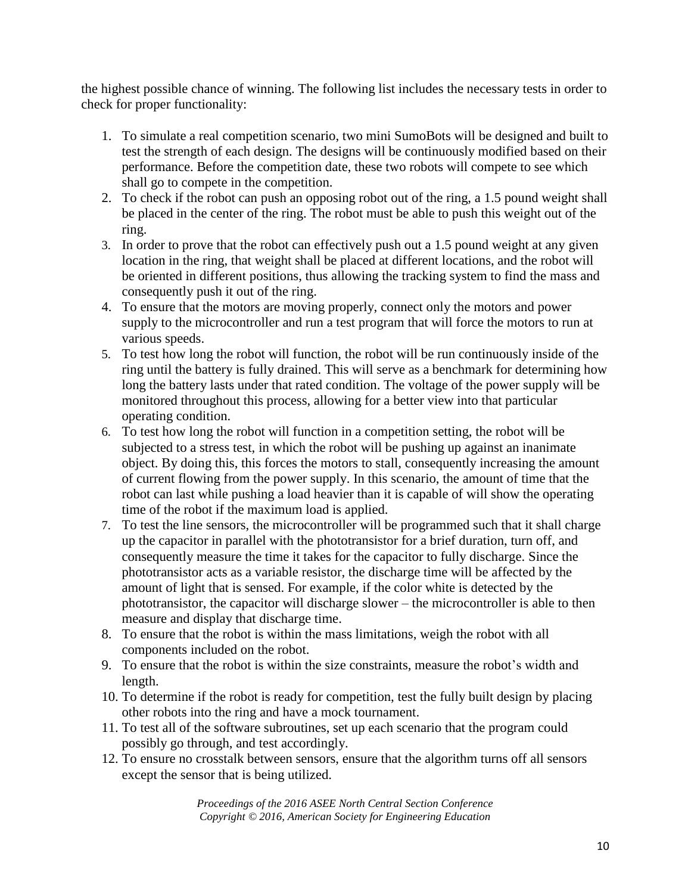the highest possible chance of winning. The following list includes the necessary tests in order to check for proper functionality:

1. To simulate a real competition scenario, two mini SumoBots will be designed and built to test the strength of each design. The designs will be continuously modified based on their performance. Before the competition date, these two robots will compete to see which shall go to compete in the competition.
2. To check if the robot can push an opposing robot out of the ring, a 1.5 pound weight shall be placed in the center of the ring. The robot must be able to push this weight out of the ring.
3. In order to prove that the robot can effectively push out a 1.5 pound weight at any given location in the ring, that weight shall be placed at different locations, and the robot will be oriented in different positions, thus allowing the tracking system to find the mass and consequently push it out of the ring.
4. To ensure that the motors are moving properly, connect only the motors and power supply to the microcontroller and run a test program that will force the motors to run at various speeds.
5. To test how long the robot will function, the robot will be run continuously inside of the ring until the battery is fully drained. This will serve as a benchmark for determining how long the battery lasts under that rated condition. The voltage of the power supply will be monitored throughout this process, allowing for a better view into that particular operating condition.
6. To test how long the robot will function in a competition setting, the robot will be subjected to a stress test, in which the robot will be pushing up against an inanimate object. By doing this, this forces the motors to stall, consequently increasing the amount of current flowing from the power supply. In this scenario, the amount of time that the robot can last while pushing a load heavier than it is capable of will show the operating time of the robot if the maximum load is applied.
7. To test the line sensors, the microcontroller will be programmed such that it shall charge up the capacitor in parallel with the phototransistor for a brief duration, turn off, and consequently measure the time it takes for the capacitor to fully discharge. Since the phototransistor acts as a variable resistor, the discharge time will be affected by the amount of light that is sensed. For example, if the color white is detected by the phototransistor, the capacitor will discharge slower – the microcontroller is able to then measure and display that discharge time.
8. To ensure that the robot is within the mass limitations, weigh the robot with all components included on the robot.
9. To ensure that the robot is within the size constraints, measure the robot's width and length.
10. To determine if the robot is ready for competition, test the fully built design by placing other robots into the ring and have a mock tournament.
11. To test all of the software subroutines, set up each scenario that the program could possibly go through, and test accordingly.
12. To ensure no crosstalk between sensors, ensure that the algorithm turns off all sensors except the sensor that is being utilized.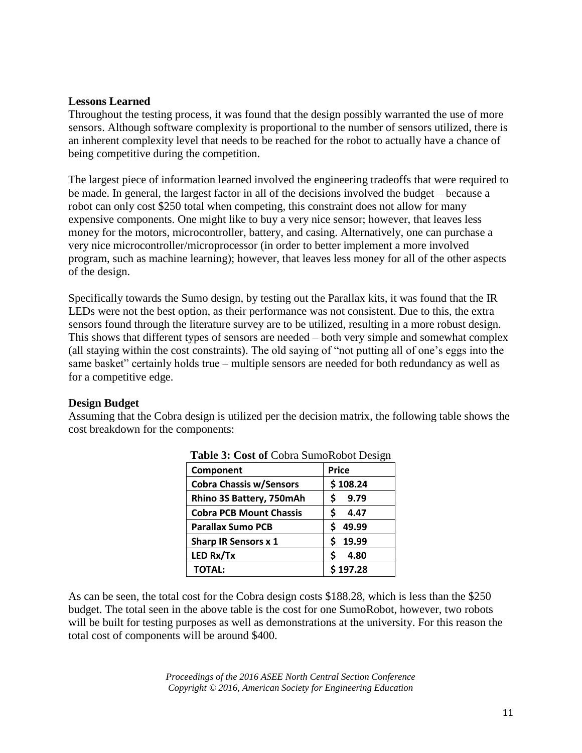**Lessons Learned**

Throughout the testing process, it was found that the design possibly warranted the use of more sensors. Although software complexity is proportional to the number of sensors utilized, there is an inherent complexity level that needs to be reached for the robot to actually have a chance of being competitive during the competition.

The largest piece of information learned involved the engineering tradeoffs that were required to be made. In general, the largest factor in all of the decisions involved the budget – because a robot can only cost $250 total when competing, this constraint does not allow for many expensive components. One might like to buy a very nice sensor; however, that leaves less money for the motors, microcontroller, battery, and casing. Alternatively, one can purchase a very nice microcontroller/microprocessor (in order to better implement a more involved program, such as machine learning); however, that leaves less money for all of the other aspects of the design.

Specifically towards the Sumo design, by testing out the Parallax kits, it was found that the IR LEDs were not the best option, as their performance was not consistent. Due to this, the extra sensors found through the literature survey are to be utilized, resulting in a more robust design. This shows that different types of sensors are needed – both very simple and somewhat complex (all staying within the cost constraints). The old saying of "not putting all of one's eggs into the same basket" certainly holds true – multiple sensors are needed for both redundancy as well as for a competitive edge.

**Design Budget**

Assuming that the Cobra design is utilized per the decision matrix, the following table shows the cost breakdown for the components:

**Table 3: Cost of** Cobra SumoRobot Design

| Component | Price |
|---|---|
| **Cobra Chassis w/Sensors** | $ 108.24 |
| **Rhino 3S Battery, 750mAh** | $ 9.79 |
| **Cobra PCB Mount Chassis** | $ 4.47 |
| **Parallax Sumo PCB** | $ 49.99 |
| **Sharp IR Sensors x 1** | $ 19.99 |
| **LED Rx/Tx** | $ 4.80 |
| **TOTAL:** | $ 197.28 |

As can be seen, the total cost for the Cobra design costs $188.28, which is less than the $250 budget. The total seen in the above table is the cost for one SumoRobot, however, two robots will be built for testing purposes as well as demonstrations at the university. For this reason the total cost of components will be around $400.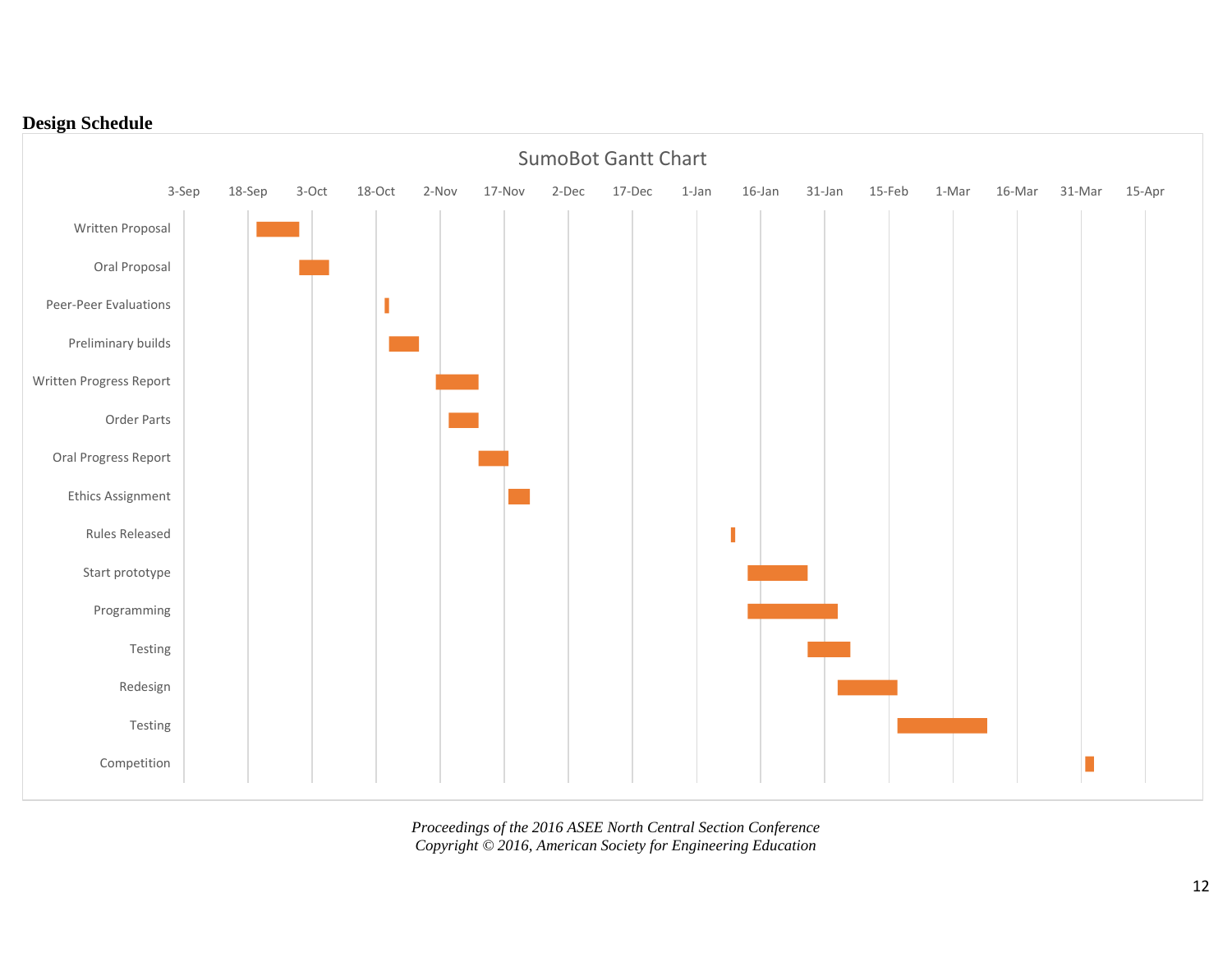**Design Schedule**

SumoBot Gantt Chart

| Task |
|---|
| Written Proposal |
| Oral Proposal |
| Peer-Peer Evaluations |
| Preliminary builds |
| Written Progress Report |
| Order Parts |
| Oral Progress Report |
| Ethics Assignment |
| Rules Released |
| Start prototype |
| Programming |
| Testing |
| Redesign |
| Testing |
| Competition |

3-Sep, 18-Sep, 3-Oct, 18-Oct, 2-Nov, 17-Nov, 2-Dec, 17-Dec, 1-Jan, 16-Jan, 31-Jan, 15-Feb, 1-Mar, 16-Mar, 31-Mar, 15-Apr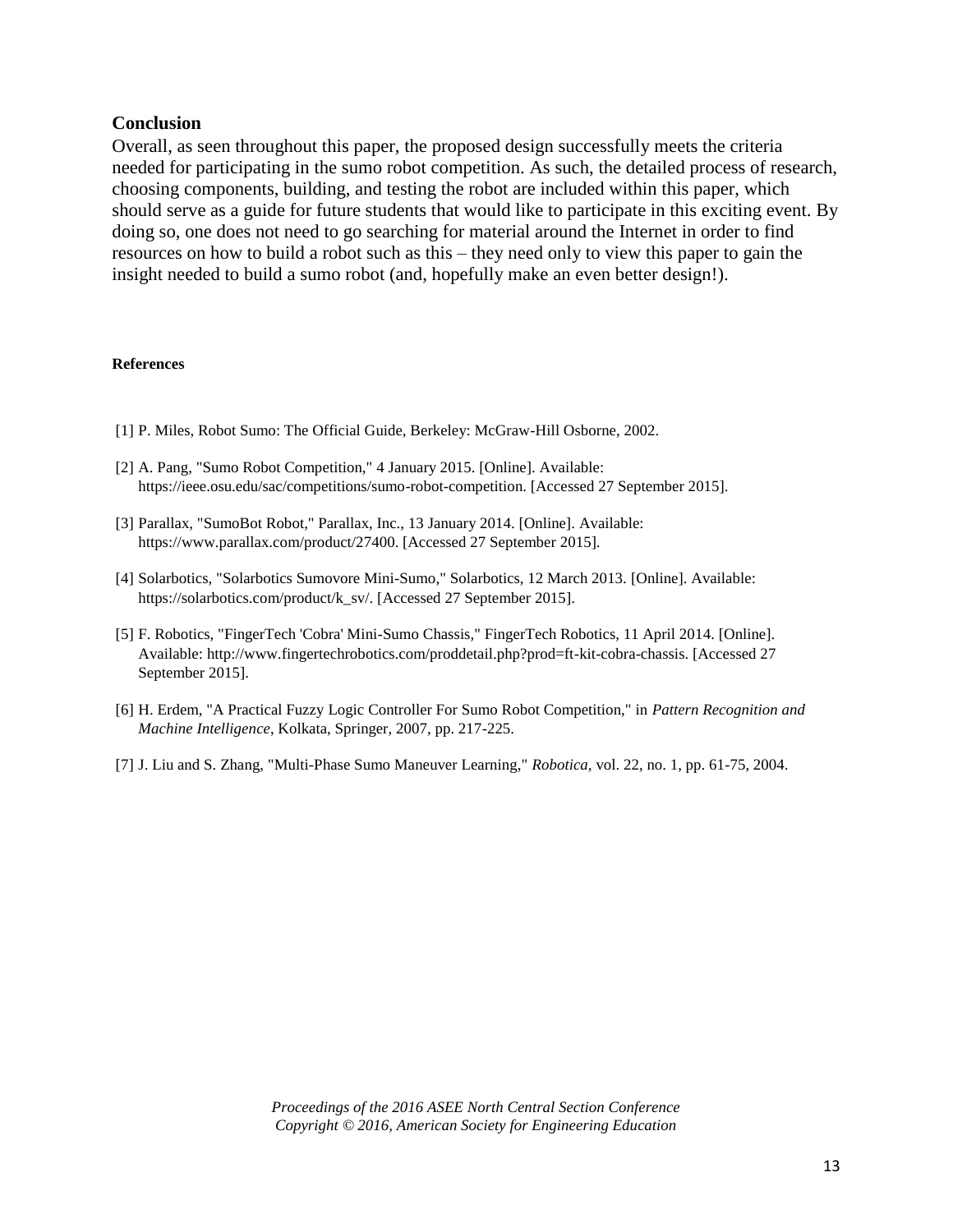## Conclusion

Overall, as seen throughout this paper, the proposed design successfully meets the criteria needed for participating in the sumo robot competition. As such, the detailed process of research, choosing components, building, and testing the robot are included within this paper, which should serve as a guide for future students that would like to participate in this exciting event. By doing so, one does not need to go searching for material around the Internet in order to find resources on how to build a robot such as this – they need only to view this paper to gain the insight needed to build a sumo robot (and, hopefully make an even better design!).

### References

[1] P. Miles, Robot Sumo: The Official Guide, Berkeley: McGraw-Hill Osborne, 2002.

[2] A. Pang, "Sumo Robot Competition," 4 January 2015. [Online]. Available: https://ieee.osu.edu/sac/competitions/sumo-robot-competition. [Accessed 27 September 2015].

[3] Parallax, "SumoBot Robot," Parallax, Inc., 13 January 2014. [Online]. Available: https://www.parallax.com/product/27400. [Accessed 27 September 2015].

[4] Solarbotics, "Solarbotics Sumovore Mini-Sumo," Solarbotics, 12 March 2013. [Online]. Available: https://solarbotics.com/product/k_sv/. [Accessed 27 September 2015].

[5] F. Robotics, "FingerTech 'Cobra' Mini-Sumo Chassis," FingerTech Robotics, 11 April 2014. [Online]. Available: http://www.fingertechrobotics.com/proddetail.php?prod=ft-kit-cobra-chassis. [Accessed 27 September 2015].

[6] H. Erdem, "A Practical Fuzzy Logic Controller For Sumo Robot Competition," in *Pattern Recognition and Machine Intelligence*, Kolkata, Springer, 2007, pp. 217-225.

[7] J. Liu and S. Zhang, "Multi-Phase Sumo Maneuver Learning," *Robotica*, vol. 22, no. 1, pp. 61-75, 2004.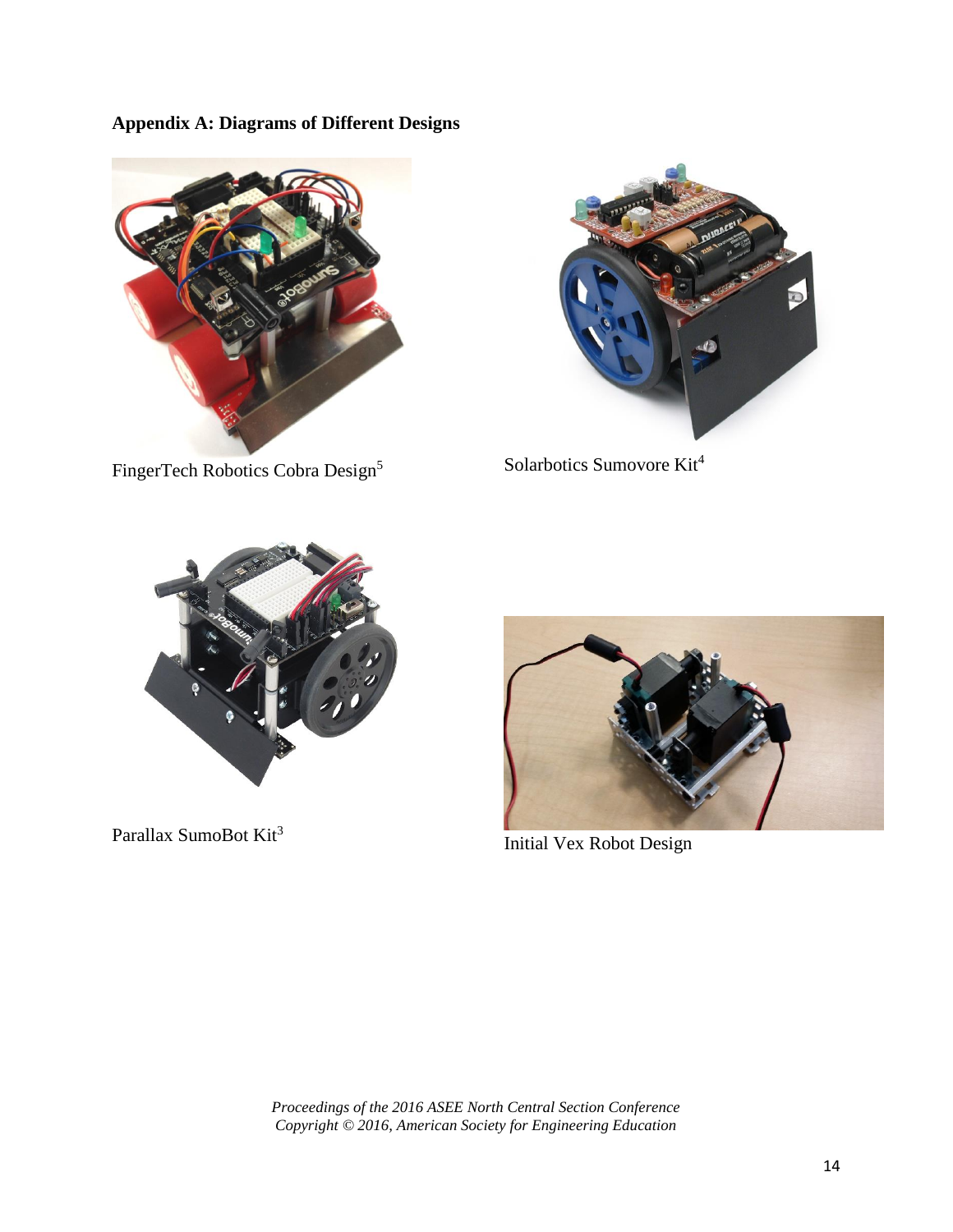## Appendix A: Diagrams of Different Designs

FingerTech Robotics Cobra Design[5]

Solarbotics Sumovore Kit[4]

Parallax SumoBot Kit[3]

Initial Vex Robot Design